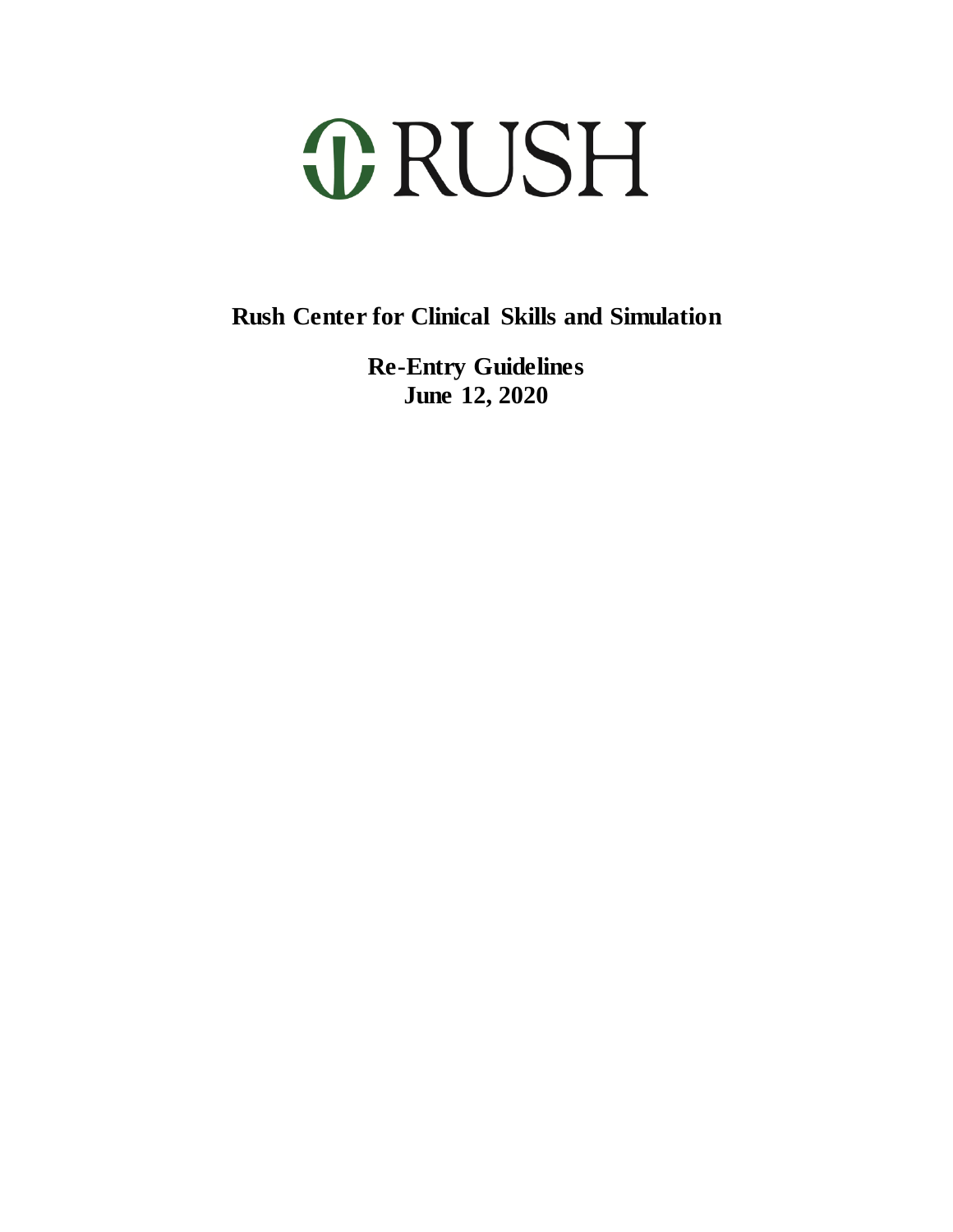RUSH

# Rush Center for Clinical Skills and Simulation

## Re-Entry Guidelines
## June 12, 2020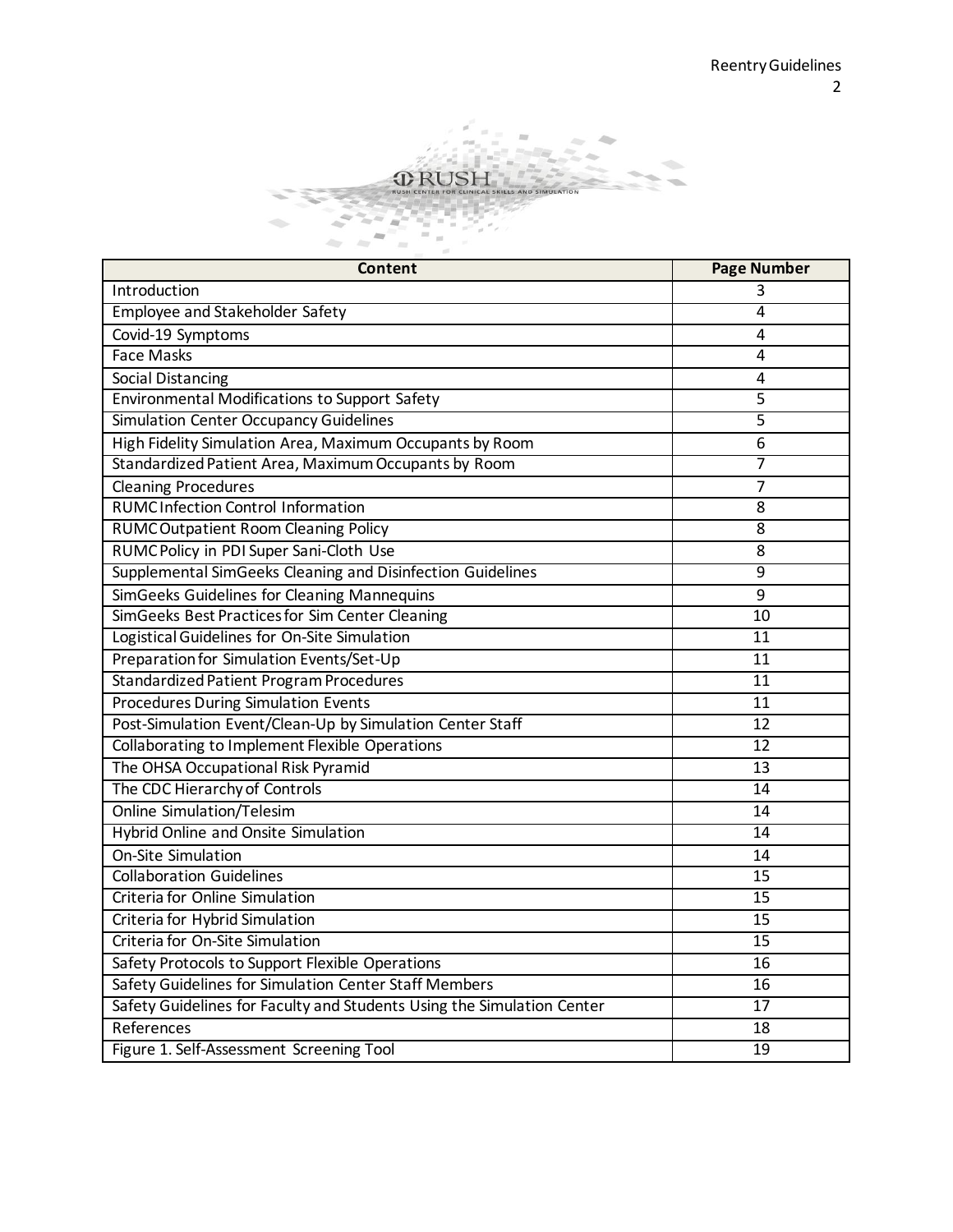| Content | Page Number |
|---|---|
| Introduction | 3 |
| Employee and Stakeholder Safety | 4 |
| Covid-19 Symptoms | 4 |
| Face Masks | 4 |
| Social Distancing | 4 |
| Environmental Modifications to Support Safety | 5 |
| Simulation Center Occupancy Guidelines | 5 |
| High Fidelity Simulation Area, Maximum Occupants by Room | 6 |
| Standardized Patient Area, Maximum Occupants by Room | 7 |
| Cleaning Procedures | 7 |
| RUMC Infection Control Information | 8 |
| RUMC Outpatient Room Cleaning Policy | 8 |
| RUMC Policy in PDI Super Sani-Cloth Use | 8 |
| Supplemental SimGeeks Cleaning and Disinfection Guidelines | 9 |
| SimGeeks Guidelines for Cleaning Mannequins | 9 |
| SimGeeks Best Practices for Sim Center Cleaning | 10 |
| Logistical Guidelines for On-Site Simulation | 11 |
| Preparation for Simulation Events/Set-Up | 11 |
| Standardized Patient Program Procedures | 11 |
| Procedures During Simulation Events | 11 |
| Post-Simulation Event/Clean-Up by Simulation Center Staff | 12 |
| Collaborating to Implement Flexible Operations | 12 |
| The OHSA Occupational Risk Pyramid | 13 |
| The CDC Hierarchy of Controls | 14 |
| Online Simulation/Telesim | 14 |
| Hybrid Online and Onsite Simulation | 14 |
| On-Site Simulation | 14 |
| Collaboration Guidelines | 15 |
| Criteria for Online Simulation | 15 |
| Criteria for Hybrid Simulation | 15 |
| Criteria for On-Site Simulation | 15 |
| Safety Protocols to Support Flexible Operations | 16 |
| Safety Guidelines for Simulation Center Staff Members | 16 |
| Safety Guidelines for Faculty and Students Using the Simulation Center | 17 |
| References | 18 |
| Figure 1. Self-Assessment Screening Tool | 19 |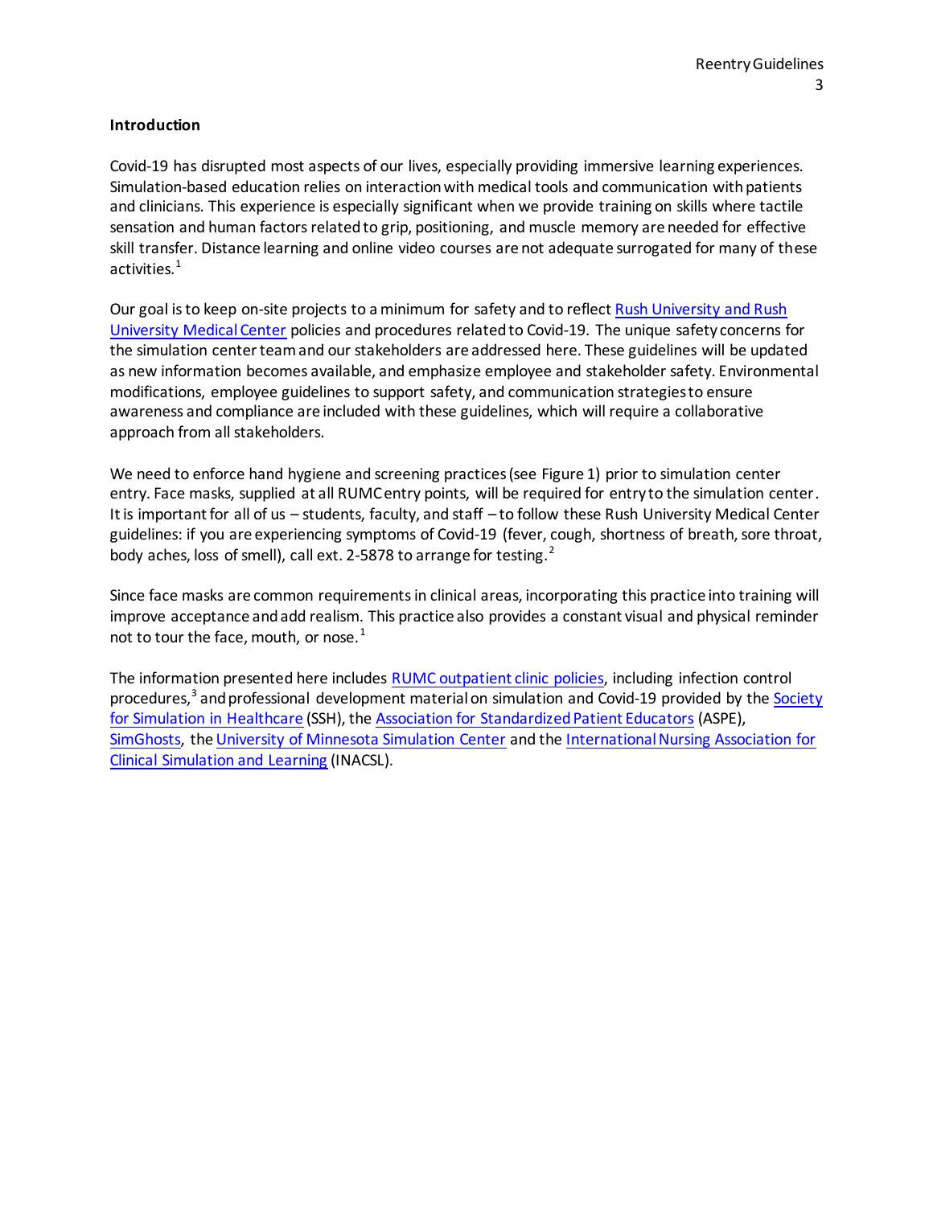**Introduction**

Covid-19 has disrupted most aspects of our lives, especially providing immersive learning experiences. Simulation-based education relies on interaction with medical tools and communication with patients and clinicians. This experience is especially significant when we provide training on skills where tactile sensation and human factors related to grip, positioning, and muscle memory are needed for effective skill transfer. Distance learning and online video courses are not adequate surrogated for many of these activities.[1]

Our goal is to keep on-site projects to a minimum for safety and to reflect [Rush University and Rush University Medical Center] policies and procedures related to Covid-19. The unique safety concerns for the simulation center team and our stakeholders are addressed here. These guidelines will be updated as new information becomes available, and emphasize employee and stakeholder safety. Environmental modifications, employee guidelines to support safety, and communication strategies to ensure awareness and compliance are included with these guidelines, which will require a collaborative approach from all stakeholders.

We need to enforce hand hygiene and screening practices (see Figure 1) prior to simulation center entry. Face masks, supplied at all RUMC entry points, will be required for entry to the simulation center. It is important for all of us – students, faculty, and staff – to follow these Rush University Medical Center guidelines: if you are experiencing symptoms of Covid-19 (fever, cough, shortness of breath, sore throat, body aches, loss of smell), call ext. 2-5878 to arrange for testing.[2]

Since face masks are common requirements in clinical areas, incorporating this practice into training will improve acceptance and add realism. This practice also provides a constant visual and physical reminder not to tour the face, mouth, or nose.[1]

The information presented here includes [RUMC outpatient clinic policies], including infection control procedures,[3] and professional development material on simulation and Covid-19 provided by the [Society for Simulation in Healthcare] (SSH), the [Association for Standardized Patient Educators] (ASPE), [SimGhosts], the [University of Minnesota Simulation Center] and the [International Nursing Association for Clinical Simulation and Learning] (INACSL).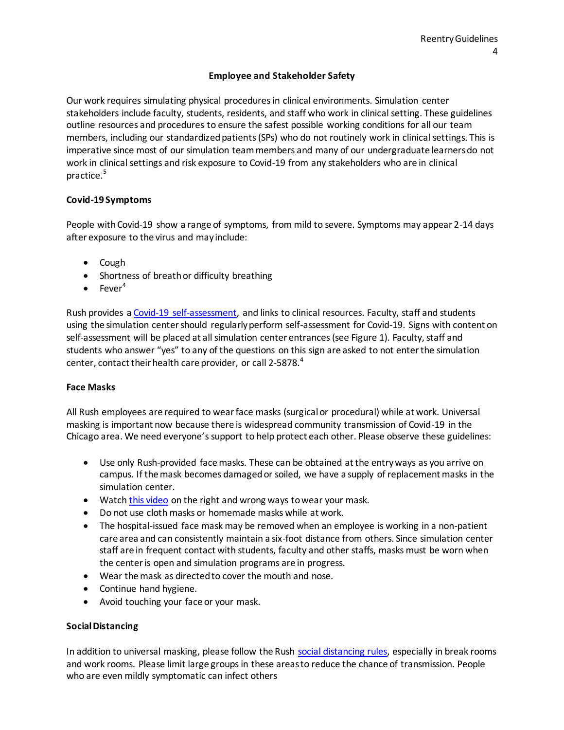## Employee and Stakeholder Safety

Our work requires simulating physical procedures in clinical environments. Simulation center stakeholders include faculty, students, residents, and staff who work in clinical setting. These guidelines outline resources and procedures to ensure the safest possible working conditions for all our team members, including our standardized patients (SPs) who do not routinely work in clinical settings. This is imperative since most of our simulation team members and many of our undergraduate learners do not work in clinical settings and risk exposure to Covid-19 from any stakeholders who are in clinical practice.[5]

### Covid-19 Symptoms

People with Covid-19 show a range of symptoms, from mild to severe. Symptoms may appear 2-14 days after exposure to the virus and may include:

- Cough
- Shortness of breath or difficulty breathing
- Fever[4]

Rush provides a Covid-19 self-assessment, and links to clinical resources. Faculty, staff and students using the simulation center should regularly perform self-assessment for Covid-19. Signs with content on self-assessment will be placed at all simulation center entrances (see Figure 1). Faculty, staff and students who answer "yes" to any of the questions on this sign are asked to not enter the simulation center, contact their health care provider, or call 2-5878.[4]

### Face Masks

All Rush employees are required to wear face masks (surgical or procedural) while at work. Universal masking is important now because there is widespread community transmission of Covid-19 in the Chicago area. We need everyone's support to help protect each other. Please observe these guidelines:

- Use only Rush-provided face masks. These can be obtained at the entry ways as you arrive on campus. If the mask becomes damaged or soiled, we have a supply of replacement masks in the simulation center.
- Watch this video on the right and wrong ways to wear your mask.
- Do not use cloth masks or homemade masks while at work.
- The hospital-issued face mask may be removed when an employee is working in a non-patient care area and can consistently maintain a six-foot distance from others. Since simulation center staff are in frequent contact with students, faculty and other staffs, masks must be worn when the center is open and simulation programs are in progress.
- Wear the mask as directed to cover the mouth and nose.
- Continue hand hygiene.
- Avoid touching your face or your mask.

### Social Distancing

In addition to universal masking, please follow the Rush social distancing rules, especially in break rooms and work rooms. Please limit large groups in these areas to reduce the chance of transmission. People who are even mildly symptomatic can infect others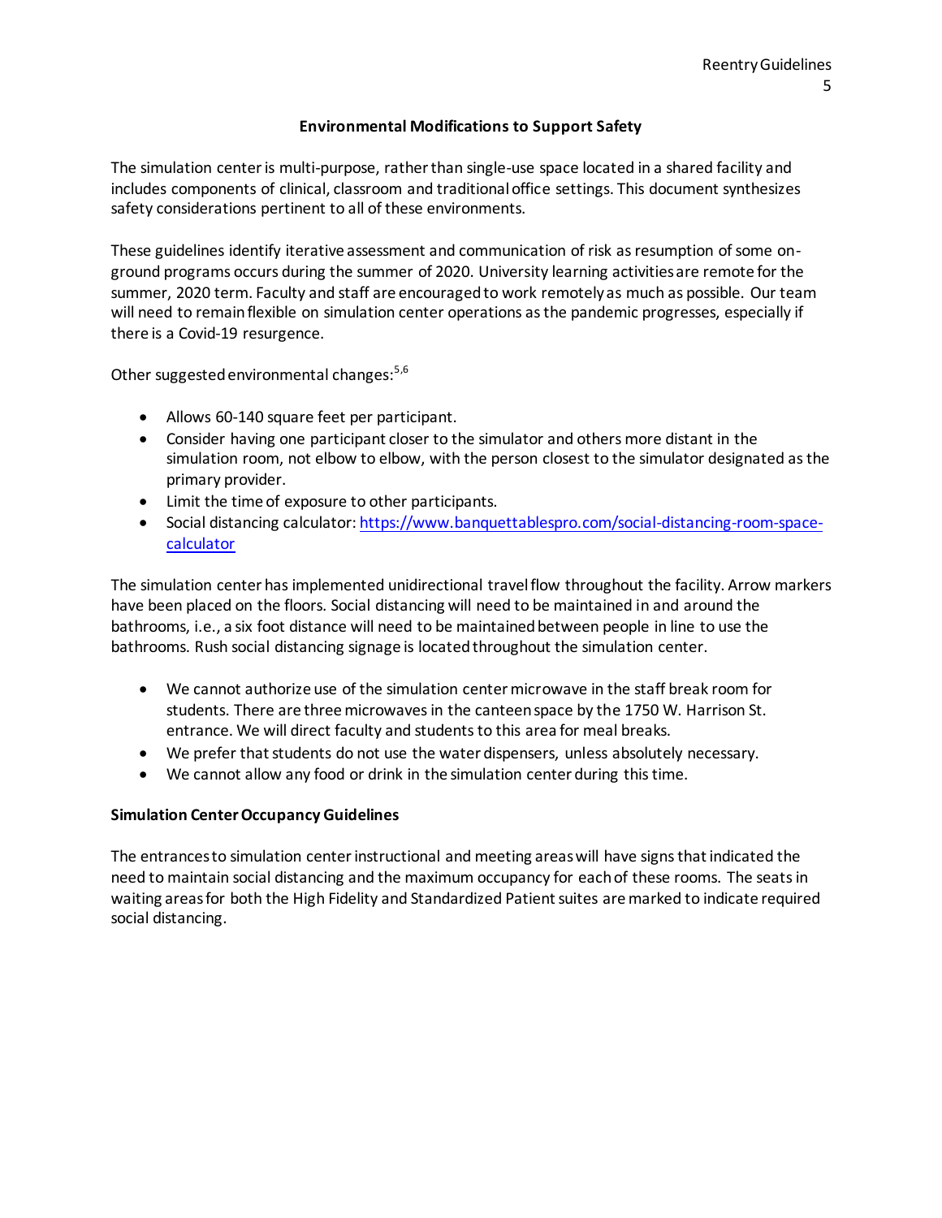## Environmental Modifications to Support Safety

The simulation center is multi-purpose, rather than single-use space located in a shared facility and includes components of clinical, classroom and traditional office settings. This document synthesizes safety considerations pertinent to all of these environments.

These guidelines identify iterative assessment and communication of risk as resumption of some on-ground programs occurs during the summer of 2020. University learning activities are remote for the summer, 2020 term. Faculty and staff are encouraged to work remotely as much as possible. Our team will need to remain flexible on simulation center operations as the pandemic progresses, especially if there is a Covid-19 resurgence.

Other suggested environmental changes:[5,6]

- Allows 60-140 square feet per participant.
- Consider having one participant closer to the simulator and others more distant in the simulation room, not elbow to elbow, with the person closest to the simulator designated as the primary provider.
- Limit the time of exposure to other participants.
- Social distancing calculator: https://www.banquettablespro.com/social-distancing-room-space-calculator

The simulation center has implemented unidirectional travel flow throughout the facility. Arrow markers have been placed on the floors. Social distancing will need to be maintained in and around the bathrooms, i.e., a six foot distance will need to be maintained between people in line to use the bathrooms. Rush social distancing signage is located throughout the simulation center.

- We cannot authorize use of the simulation center microwave in the staff break room for students. There are three microwaves in the canteen space by the 1750 W. Harrison St. entrance. We will direct faculty and students to this area for meal breaks.
- We prefer that students do not use the water dispensers, unless absolutely necessary.
- We cannot allow any food or drink in the simulation center during this time.

### Simulation Center Occupancy Guidelines

The entrances to simulation center instructional and meeting areas will have signs that indicated the need to maintain social distancing and the maximum occupancy for each of these rooms. The seats in waiting areas for both the High Fidelity and Standardized Patient suites are marked to indicate required social distancing.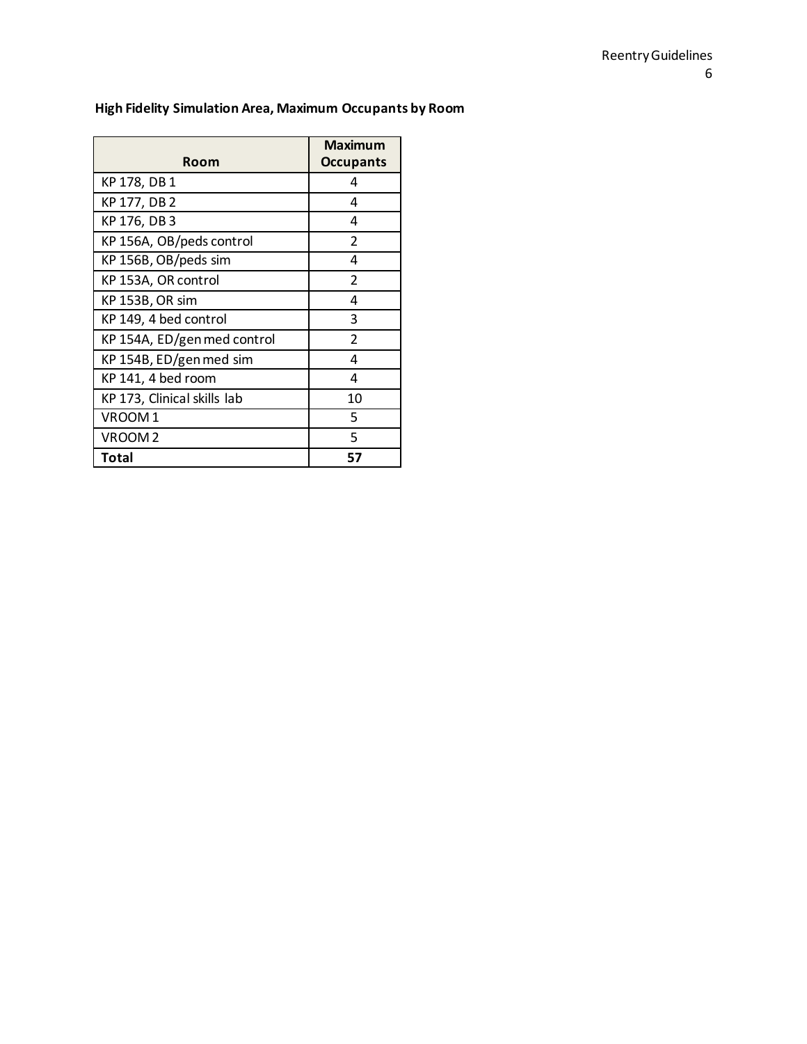**High Fidelity Simulation Area, Maximum Occupants by Room**

| Room | Maximum Occupants |
|---|---|
| KP 178, DB 1 | 4 |
| KP 177, DB 2 | 4 |
| KP 176, DB 3 | 4 |
| KP 156A, OB/peds control | 2 |
| KP 156B, OB/peds sim | 4 |
| KP 153A, OR control | 2 |
| KP 153B, OR sim | 4 |
| KP 149, 4 bed control | 3 |
| KP 154A, ED/gen med control | 2 |
| KP 154B, ED/gen med sim | 4 |
| KP 141, 4 bed room | 4 |
| KP 173, Clinical skills lab | 10 |
| VROOM 1 | 5 |
| VROOM 2 | 5 |
| **Total** | **57** |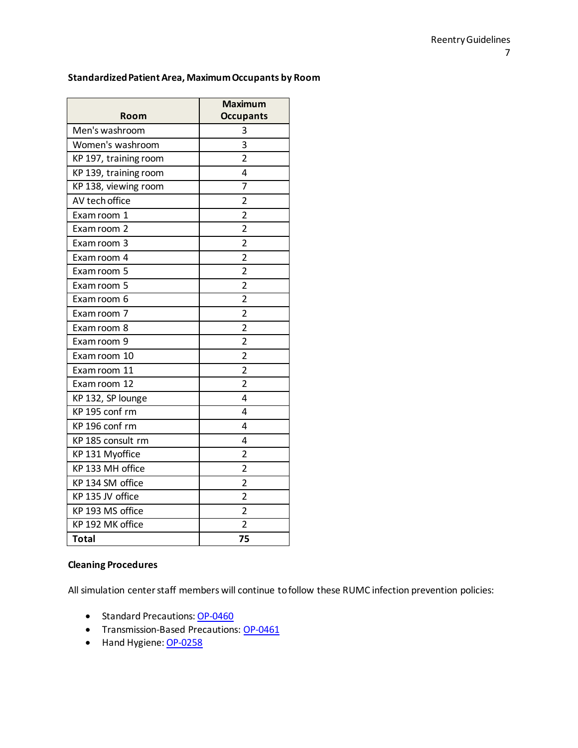**Standardized Patient Area, Maximum Occupants by Room**

| Room | Maximum Occupants |
| --- | --- |
| Men's washroom | 3 |
| Women's washroom | 3 |
| KP 197, training room | 2 |
| KP 139, training room | 4 |
| KP 138, viewing room | 7 |
| AV tech office | 2 |
| Exam room 1 | 2 |
| Exam room 2 | 2 |
| Exam room 3 | 2 |
| Exam room 4 | 2 |
| Exam room 5 | 2 |
| Exam room 5 | 2 |
| Exam room 6 | 2 |
| Exam room 7 | 2 |
| Exam room 8 | 2 |
| Exam room 9 | 2 |
| Exam room 10 | 2 |
| Exam room 11 | 2 |
| Exam room 12 | 2 |
| KP 132, SP lounge | 4 |
| KP 195 conf rm | 4 |
| KP 196 conf rm | 4 |
| KP 185 consult rm | 4 |
| KP 131 Myoffice | 2 |
| KP 133 MH office | 2 |
| KP 134 SM office | 2 |
| KP 135 JV office | 2 |
| KP 193 MS office | 2 |
| KP 192 MK office | 2 |
| **Total** | **75** |

**Cleaning Procedures**

All simulation center staff members will continue to follow these RUMC infection prevention policies:

- Standard Precautions: OP-0460
- Transmission-Based Precautions: OP-0461
- Hand Hygiene: OP-0258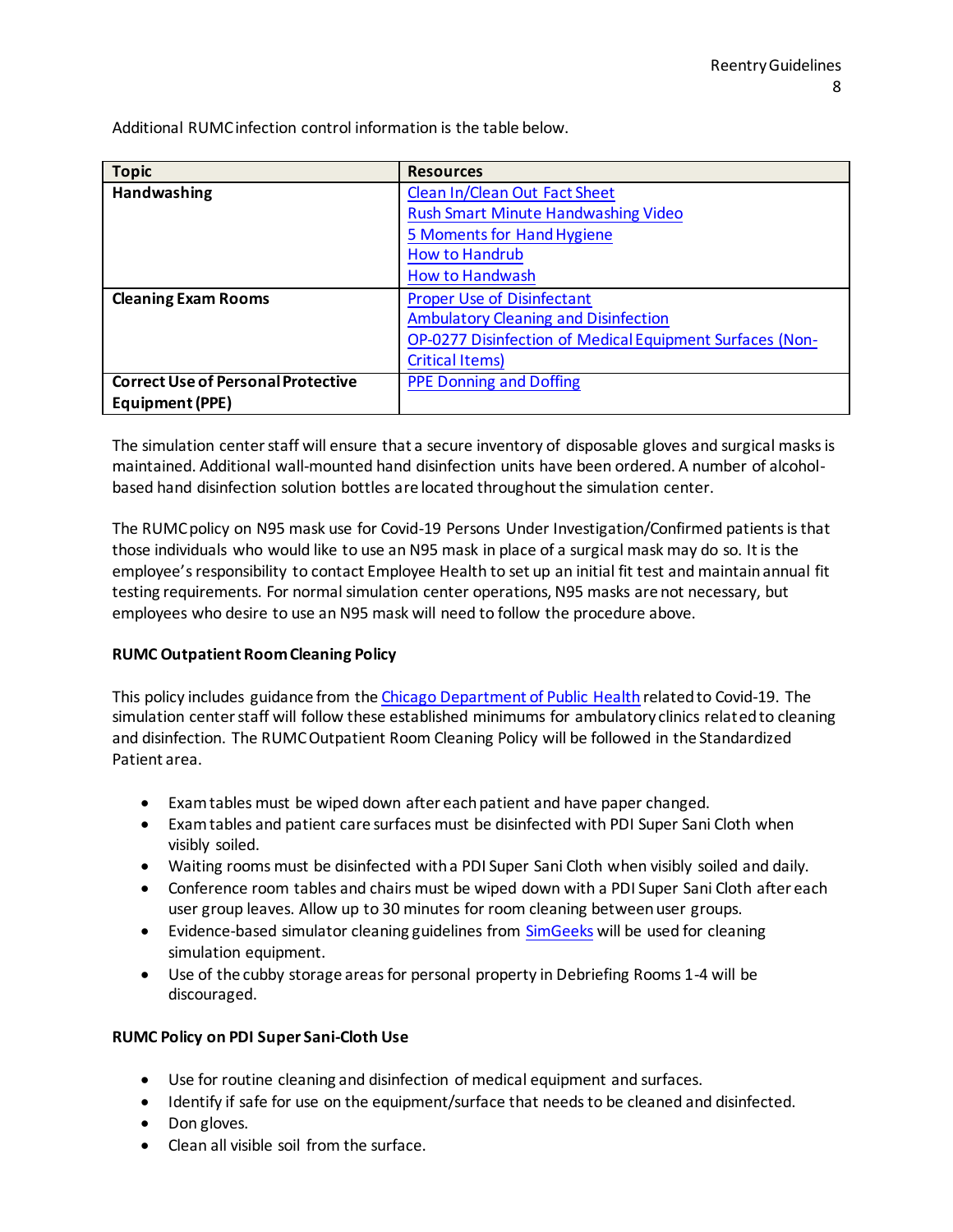Additional RUMC infection control information is the table below.

| Topic | Resources |
|---|---|
| **Handwashing** | Clean In/Clean Out Fact Sheet<br>Rush Smart Minute Handwashing Video<br>5 Moments for Hand Hygiene<br>How to Handrub<br>How to Handwash |
| **Cleaning Exam Rooms** | Proper Use of Disinfectant<br>Ambulatory Cleaning and Disinfection<br>OP-0277 Disinfection of Medical Equipment Surfaces (Non-Critical Items) |
| **Correct Use of Personal Protective Equipment (PPE)** | PPE Donning and Doffing |

The simulation center staff will ensure that a secure inventory of disposable gloves and surgical masks is maintained. Additional wall-mounted hand disinfection units have been ordered. A number of alcohol-based hand disinfection solution bottles are located throughout the simulation center.

The RUMC policy on N95 mask use for Covid-19 Persons Under Investigation/Confirmed patients is that those individuals who would like to use an N95 mask in place of a surgical mask may do so. It is the employee's responsibility to contact Employee Health to set up an initial fit test and maintain annual fit testing requirements. For normal simulation center operations, N95 masks are not necessary, but employees who desire to use an N95 mask will need to follow the procedure above.

**RUMC Outpatient Room Cleaning Policy**

This policy includes guidance from the Chicago Department of Public Health related to Covid-19. The simulation center staff will follow these established minimums for ambulatory clinics related to cleaning and disinfection. The RUMC Outpatient Room Cleaning Policy will be followed in the Standardized Patient area.

- Exam tables must be wiped down after each patient and have paper changed.
- Exam tables and patient care surfaces must be disinfected with PDI Super Sani Cloth when visibly soiled.
- Waiting rooms must be disinfected with a PDI Super Sani Cloth when visibly soiled and daily.
- Conference room tables and chairs must be wiped down with a PDI Super Sani Cloth after each user group leaves. Allow up to 30 minutes for room cleaning between user groups.
- Evidence-based simulator cleaning guidelines from SimGeeks will be used for cleaning simulation equipment.
- Use of the cubby storage areas for personal property in Debriefing Rooms 1-4 will be discouraged.

**RUMC Policy on PDI Super Sani-Cloth Use**

- Use for routine cleaning and disinfection of medical equipment and surfaces.
- Identify if safe for use on the equipment/surface that needs to be cleaned and disinfected.
- Don gloves.
- Clean all visible soil from the surface.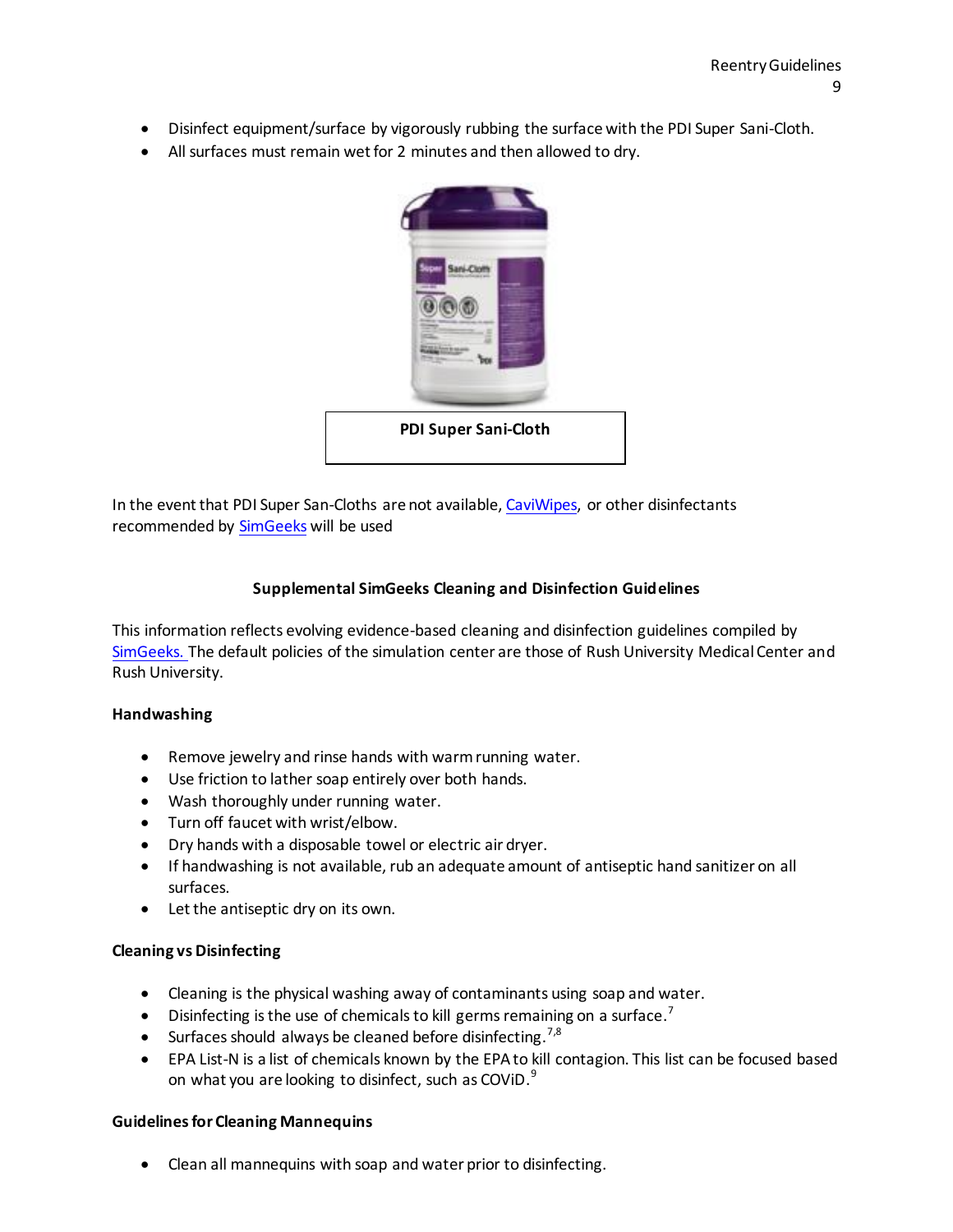- Disinfect equipment/surface by vigorously rubbing the surface with the PDI Super Sani-Cloth.
- All surfaces must remain wet for 2 minutes and then allowed to dry.

**PDI Super Sani-Cloth**

In the event that PDI Super San-Cloths are not available, CaviWipes, or other disinfectants recommended by SimGeeks will be used

### Supplemental SimGeeks Cleaning and Disinfection Guidelines

This information reflects evolving evidence-based cleaning and disinfection guidelines compiled by SimGeeks. The default policies of the simulation center are those of Rush University Medical Center and Rush University.

#### Handwashing

- Remove jewelry and rinse hands with warm running water.
- Use friction to lather soap entirely over both hands.
- Wash thoroughly under running water.
- Turn off faucet with wrist/elbow.
- Dry hands with a disposable towel or electric air dryer.
- If handwashing is not available, rub an adequate amount of antiseptic hand sanitizer on all surfaces.
- Let the antiseptic dry on its own.

#### Cleaning vs Disinfecting

- Cleaning is the physical washing away of contaminants using soap and water.
- Disinfecting is the use of chemicals to kill germs remaining on a surface.[7]
- Surfaces should always be cleaned before disinfecting.[7,8]
- EPA List-N is a list of chemicals known by the EPA to kill contagion. This list can be focused based on what you are looking to disinfect, such as COViD.[9]

#### Guidelines for Cleaning Mannequins

- Clean all mannequins with soap and water prior to disinfecting.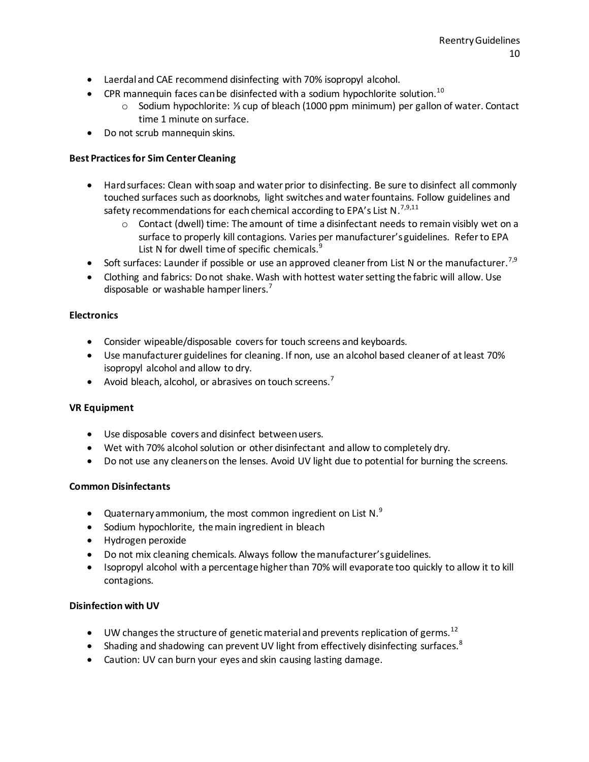- Laerdal and CAE recommend disinfecting with 70% isopropyl alcohol.
- CPR mannequin faces can be disinfected with a sodium hypochlorite solution.[10]
    - Sodium hypochlorite: ⅓ cup of bleach (1000 ppm minimum) per gallon of water. Contact time 1 minute on surface.
- Do not scrub mannequin skins.

**Best Practices for Sim Center Cleaning**

- Hard surfaces: Clean with soap and water prior to disinfecting. Be sure to disinfect all commonly touched surfaces such as doorknobs, light switches and water fountains. Follow guidelines and safety recommendations for each chemical according to EPA's List N.[7,9,11]
    - Contact (dwell) time: The amount of time a disinfectant needs to remain visibly wet on a surface to properly kill contagions. Varies per manufacturer's guidelines. Refer to EPA List N for dwell time of specific chemicals.[9]
- Soft surfaces: Launder if possible or use an approved cleaner from List N or the manufacturer.[7,9]
- Clothing and fabrics: Do not shake. Wash with hottest water setting the fabric will allow. Use disposable or washable hamper liners.[7]

**Electronics**

- Consider wipeable/disposable covers for touch screens and keyboards.
- Use manufacturer guidelines for cleaning. If non, use an alcohol based cleaner of at least 70% isopropyl alcohol and allow to dry.
- Avoid bleach, alcohol, or abrasives on touch screens.[7]

**VR Equipment**

- Use disposable covers and disinfect between users.
- Wet with 70% alcohol solution or other disinfectant and allow to completely dry.
- Do not use any cleaners on the lenses. Avoid UV light due to potential for burning the screens.

**Common Disinfectants**

- Quaternary ammonium, the most common ingredient on List N.[9]
- Sodium hypochlorite, the main ingredient in bleach
- Hydrogen peroxide
- Do not mix cleaning chemicals. Always follow the manufacturer's guidelines.
- Isopropyl alcohol with a percentage higher than 70% will evaporate too quickly to allow it to kill contagions.

**Disinfection with UV**

- UW changes the structure of genetic material and prevents replication of germs.[12]
- Shading and shadowing can prevent UV light from effectively disinfecting surfaces.[8]
- Caution: UV can burn your eyes and skin causing lasting damage.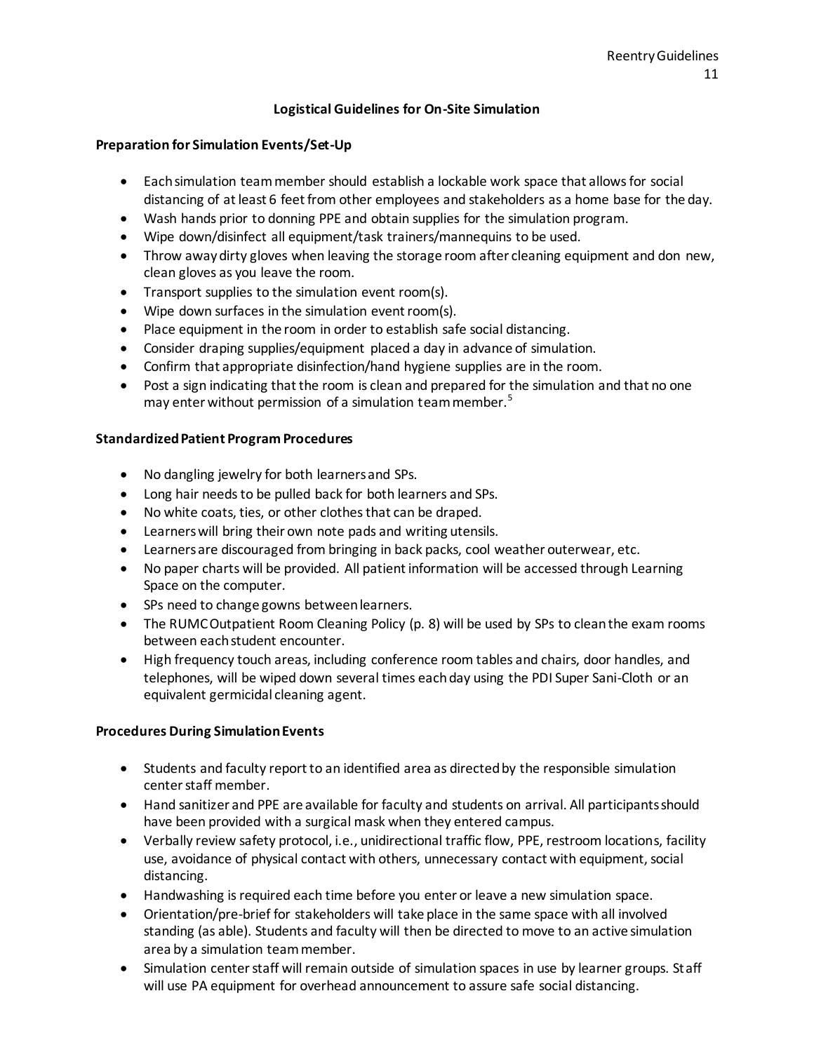## Logistical Guidelines for On-Site Simulation

### Preparation for Simulation Events/Set-Up

- Each simulation team member should establish a lockable work space that allows for social distancing of at least 6 feet from other employees and stakeholders as a home base for the day.
- Wash hands prior to donning PPE and obtain supplies for the simulation program.
- Wipe down/disinfect all equipment/task trainers/mannequins to be used.
- Throw away dirty gloves when leaving the storage room after cleaning equipment and don new, clean gloves as you leave the room.
- Transport supplies to the simulation event room(s).
- Wipe down surfaces in the simulation event room(s).
- Place equipment in the room in order to establish safe social distancing.
- Consider draping supplies/equipment placed a day in advance of simulation.
- Confirm that appropriate disinfection/hand hygiene supplies are in the room.
- Post a sign indicating that the room is clean and prepared for the simulation and that no one may enter without permission of a simulation team member.[5]

### Standardized Patient Program Procedures

- No dangling jewelry for both learners and SPs.
- Long hair needs to be pulled back for both learners and SPs.
- No white coats, ties, or other clothes that can be draped.
- Learners will bring their own note pads and writing utensils.
- Learners are discouraged from bringing in back packs, cool weather outerwear, etc.
- No paper charts will be provided. All patient information will be accessed through Learning Space on the computer.
- SPs need to change gowns between learners.
- The RUMC Outpatient Room Cleaning Policy (p. 8) will be used by SPs to clean the exam rooms between each student encounter.
- High frequency touch areas, including conference room tables and chairs, door handles, and telephones, will be wiped down several times each day using the PDI Super Sani-Cloth or an equivalent germicidal cleaning agent.

### Procedures During Simulation Events

- Students and faculty report to an identified area as directed by the responsible simulation center staff member.
- Hand sanitizer and PPE are available for faculty and students on arrival. All participants should have been provided with a surgical mask when they entered campus.
- Verbally review safety protocol, i.e., unidirectional traffic flow, PPE, restroom locations, facility use, avoidance of physical contact with others, unnecessary contact with equipment, social distancing.
- Handwashing is required each time before you enter or leave a new simulation space.
- Orientation/pre-brief for stakeholders will take place in the same space with all involved standing (as able). Students and faculty will then be directed to move to an active simulation area by a simulation team member.
- Simulation center staff will remain outside of simulation spaces in use by learner groups. Staff will use PA equipment for overhead announcement to assure safe social distancing.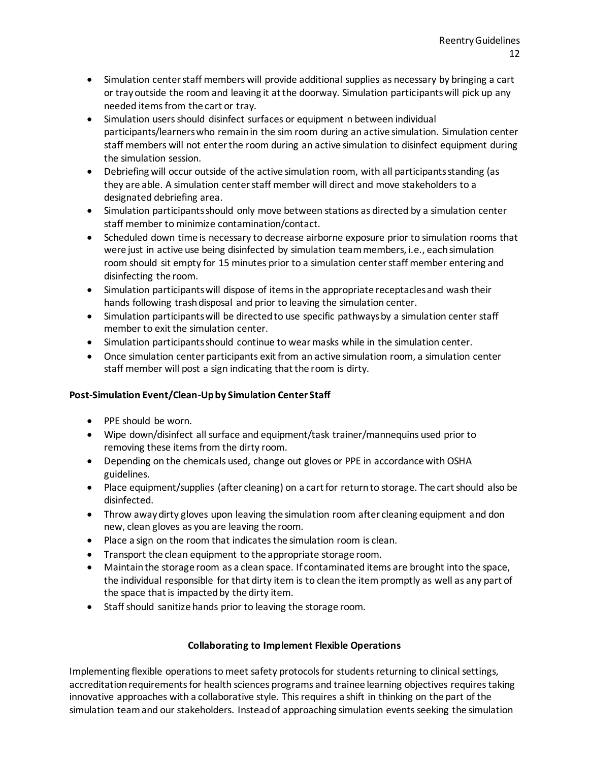- Simulation center staff members will provide additional supplies as necessary by bringing a cart or tray outside the room and leaving it at the doorway. Simulation participants will pick up any needed items from the cart or tray.
- Simulation users should disinfect surfaces or equipment n between individual participants/learners who remain in the sim room during an active simulation. Simulation center staff members will not enter the room during an active simulation to disinfect equipment during the simulation session.
- Debriefing will occur outside of the active simulation room, with all participants standing (as they are able. A simulation center staff member will direct and move stakeholders to a designated debriefing area.
- Simulation participants should only move between stations as directed by a simulation center staff member to minimize contamination/contact.
- Scheduled down time is necessary to decrease airborne exposure prior to simulation rooms that were just in active use being disinfected by simulation team members, i.e., each simulation room should sit empty for 15 minutes prior to a simulation center staff member entering and disinfecting the room.
- Simulation participants will dispose of items in the appropriate receptacles and wash their hands following trash disposal and prior to leaving the simulation center.
- Simulation participants will be directed to use specific pathways by a simulation center staff member to exit the simulation center.
- Simulation participants should continue to wear masks while in the simulation center.
- Once simulation center participants exit from an active simulation room, a simulation center staff member will post a sign indicating that the room is dirty.

**Post-Simulation Event/Clean-Up by Simulation Center Staff**

- PPE should be worn.
- Wipe down/disinfect all surface and equipment/task trainer/mannequins used prior to removing these items from the dirty room.
- Depending on the chemicals used, change out gloves or PPE in accordance with OSHA guidelines.
- Place equipment/supplies (after cleaning) on a cart for return to storage. The cart should also be disinfected.
- Throw away dirty gloves upon leaving the simulation room after cleaning equipment and don new, clean gloves as you are leaving the room.
- Place a sign on the room that indicates the simulation room is clean.
- Transport the clean equipment to the appropriate storage room.
- Maintain the storage room as a clean space. If contaminated items are brought into the space, the individual responsible for that dirty item is to clean the item promptly as well as any part of the space that is impacted by the dirty item.
- Staff should sanitize hands prior to leaving the storage room.

## Collaborating to Implement Flexible Operations

Implementing flexible operations to meet safety protocols for students returning to clinical settings, accreditation requirements for health sciences programs and trainee learning objectives requires taking innovative approaches with a collaborative style. This requires a shift in thinking on the part of the simulation team and our stakeholders. Instead of approaching simulation events seeking the simulation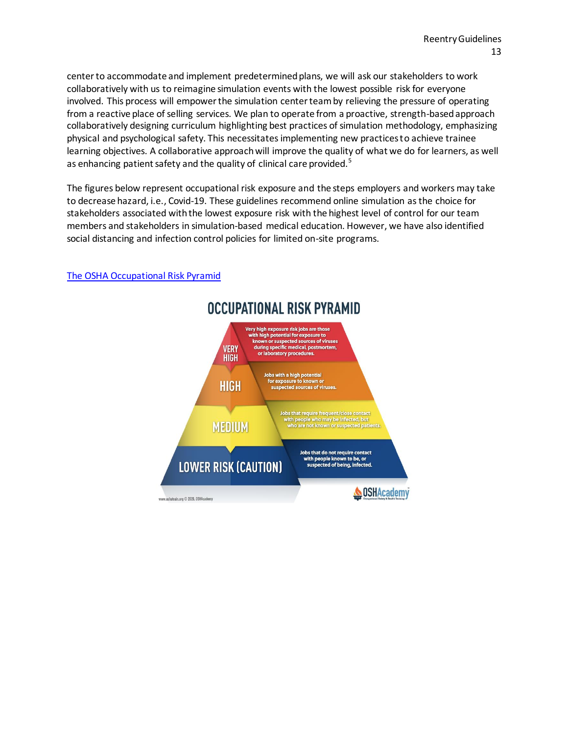center to accommodate and implement predetermined plans, we will ask our stakeholders to work collaboratively with us to reimagine simulation events with the lowest possible risk for everyone involved. This process will empower the simulation center team by relieving the pressure of operating from a reactive place of selling services. We plan to operate from a proactive, strength-based approach collaboratively designing curriculum highlighting best practices of simulation methodology, emphasizing physical and psychological safety. This necessitates implementing new practices to achieve trainee learning objectives. A collaborative approach will improve the quality of what we do for learners, as well as enhancing patient safety and the quality of clinical care provided.[5]

The figures below represent occupational risk exposure and the steps employers and workers may take to decrease hazard, i.e., Covid-19. These guidelines recommend online simulation as the choice for stakeholders associated with the lowest exposure risk with the highest level of control for our team members and stakeholders in simulation-based medical education. However, we have also identified social distancing and infection control policies for limited on-site programs.

[The OSHA Occupational Risk Pyramid]

OCCUPATIONAL RISK PYRAMID

- **VERY HIGH**: Very high exposure risk jobs are those with high potential for exposure to known or suspected sources of viruses during specific medical, postmortem, or laboratory procedures.
- **HIGH**: Jobs with a high potential for exposure to known or suspected sources of viruses.
- **MEDIUM**: Jobs that require frequent/close contact with people who may be infected, but who are not known or suspected patients.
- **LOWER RISK (CAUTION)**: Jobs that do not require contact with people known to be, or suspected of being, infected.

www.oshatrain.org © 2020, OSHAcademy

OSHAcademy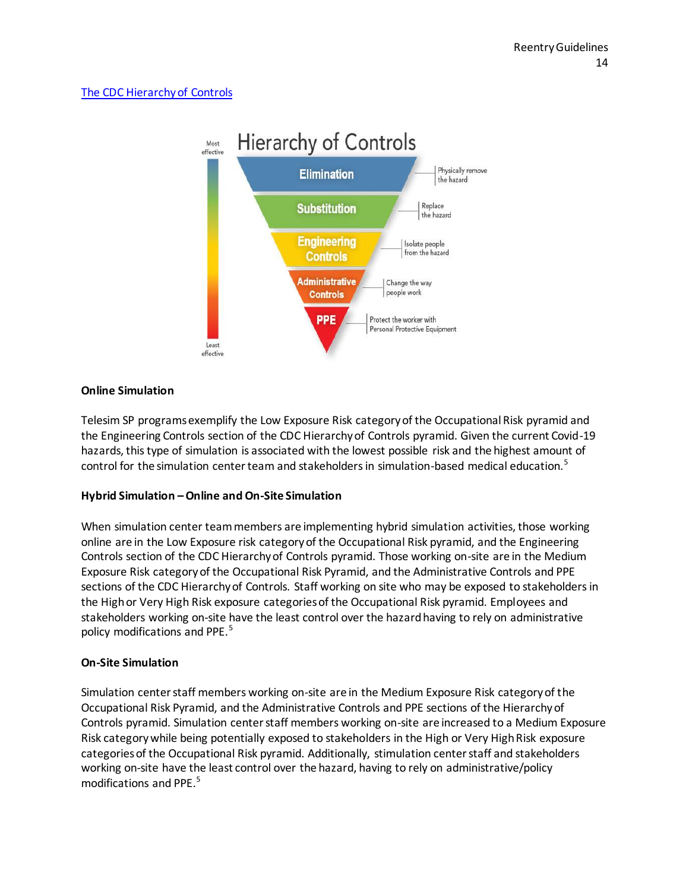[The CDC Hierarchy of Controls]

Hierarchy of Controls

Most effective

Elimination — Physically remove the hazard

Substitution — Replace the hazard

Engineering Controls — Isolate people from the hazard

Administrative Controls — Change the way people work

PPE — Protect the worker with Personal Protective Equipment

Least effective

**Online Simulation**

Telesim SP programs exemplify the Low Exposure Risk category of the Occupational Risk pyramid and the Engineering Controls section of the CDC Hierarchy of Controls pyramid. Given the current Covid-19 hazards, this type of simulation is associated with the lowest possible risk and the highest amount of control for the simulation center team and stakeholders in simulation-based medical education.[5]

**Hybrid Simulation – Online and On-Site Simulation**

When simulation center team members are implementing hybrid simulation activities, those working online are in the Low Exposure risk category of the Occupational Risk pyramid, and the Engineering Controls section of the CDC Hierarchy of Controls pyramid. Those working on-site are in the Medium Exposure Risk category of the Occupational Risk Pyramid, and the Administrative Controls and PPE sections of the CDC Hierarchy of Controls. Staff working on site who may be exposed to stakeholders in the High or Very High Risk exposure categories of the Occupational Risk pyramid. Employees and stakeholders working on-site have the least control over the hazard having to rely on administrative policy modifications and PPE.[5]

**On-Site Simulation**

Simulation center staff members working on-site are in the Medium Exposure Risk category of the Occupational Risk Pyramid, and the Administrative Controls and PPE sections of the Hierarchy of Controls pyramid. Simulation center staff members working on-site are increased to a Medium Exposure Risk category while being potentially exposed to stakeholders in the High or Very High Risk exposure categories of the Occupational Risk pyramid. Additionally, stimulation center staff and stakeholders working on-site have the least control over the hazard, having to rely on administrative/policy modifications and PPE.[5]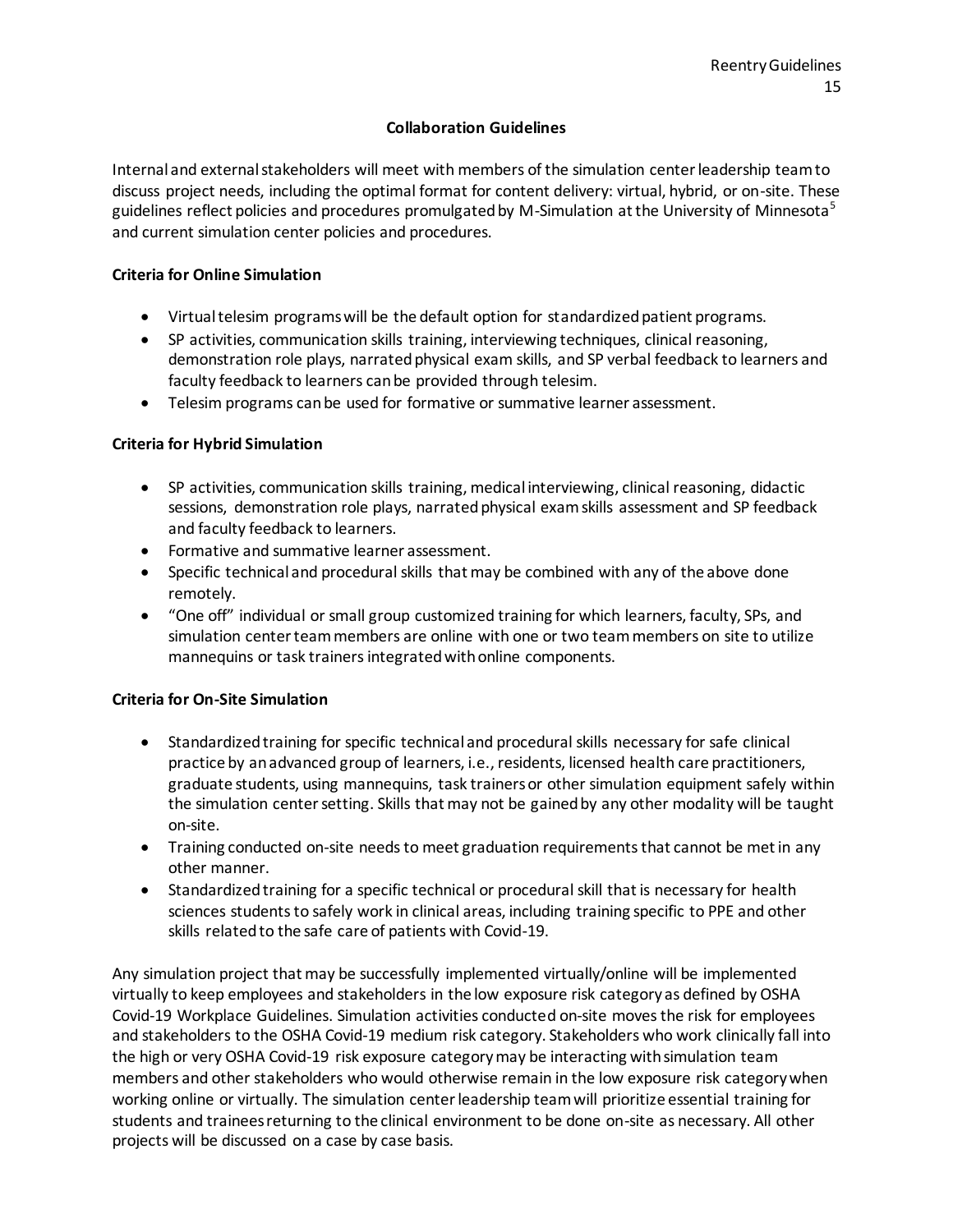## Collaboration Guidelines

Internal and external stakeholders will meet with members of the simulation center leadership team to discuss project needs, including the optimal format for content delivery: virtual, hybrid, or on-site. These guidelines reflect policies and procedures promulgated by M-Simulation at the University of Minnesota[5] and current simulation center policies and procedures.

### Criteria for Online Simulation

- Virtual telesim programs will be the default option for standardized patient programs.
- SP activities, communication skills training, interviewing techniques, clinical reasoning, demonstration role plays, narrated physical exam skills, and SP verbal feedback to learners and faculty feedback to learners can be provided through telesim.
- Telesim programs can be used for formative or summative learner assessment.

### Criteria for Hybrid Simulation

- SP activities, communication skills training, medical interviewing, clinical reasoning, didactic sessions, demonstration role plays, narrated physical exam skills assessment and SP feedback and faculty feedback to learners.
- Formative and summative learner assessment.
- Specific technical and procedural skills that may be combined with any of the above done remotely.
- "One off" individual or small group customized training for which learners, faculty, SPs, and simulation center team members are online with one or two team members on site to utilize mannequins or task trainers integrated with online components.

### Criteria for On-Site Simulation

- Standardized training for specific technical and procedural skills necessary for safe clinical practice by an advanced group of learners, i.e., residents, licensed health care practitioners, graduate students, using mannequins, task trainers or other simulation equipment safely within the simulation center setting. Skills that may not be gained by any other modality will be taught on-site.
- Training conducted on-site needs to meet graduation requirements that cannot be met in any other manner.
- Standardized training for a specific technical or procedural skill that is necessary for health sciences students to safely work in clinical areas, including training specific to PPE and other skills related to the safe care of patients with Covid-19.

Any simulation project that may be successfully implemented virtually/online will be implemented virtually to keep employees and stakeholders in the low exposure risk category as defined by OSHA Covid-19 Workplace Guidelines. Simulation activities conducted on-site moves the risk for employees and stakeholders to the OSHA Covid-19 medium risk category. Stakeholders who work clinically fall into the high or very OSHA Covid-19 risk exposure category may be interacting with simulation team members and other stakeholders who would otherwise remain in the low exposure risk category when working online or virtually. The simulation center leadership team will prioritize essential training for students and trainees returning to the clinical environment to be done on-site as necessary. All other projects will be discussed on a case by case basis.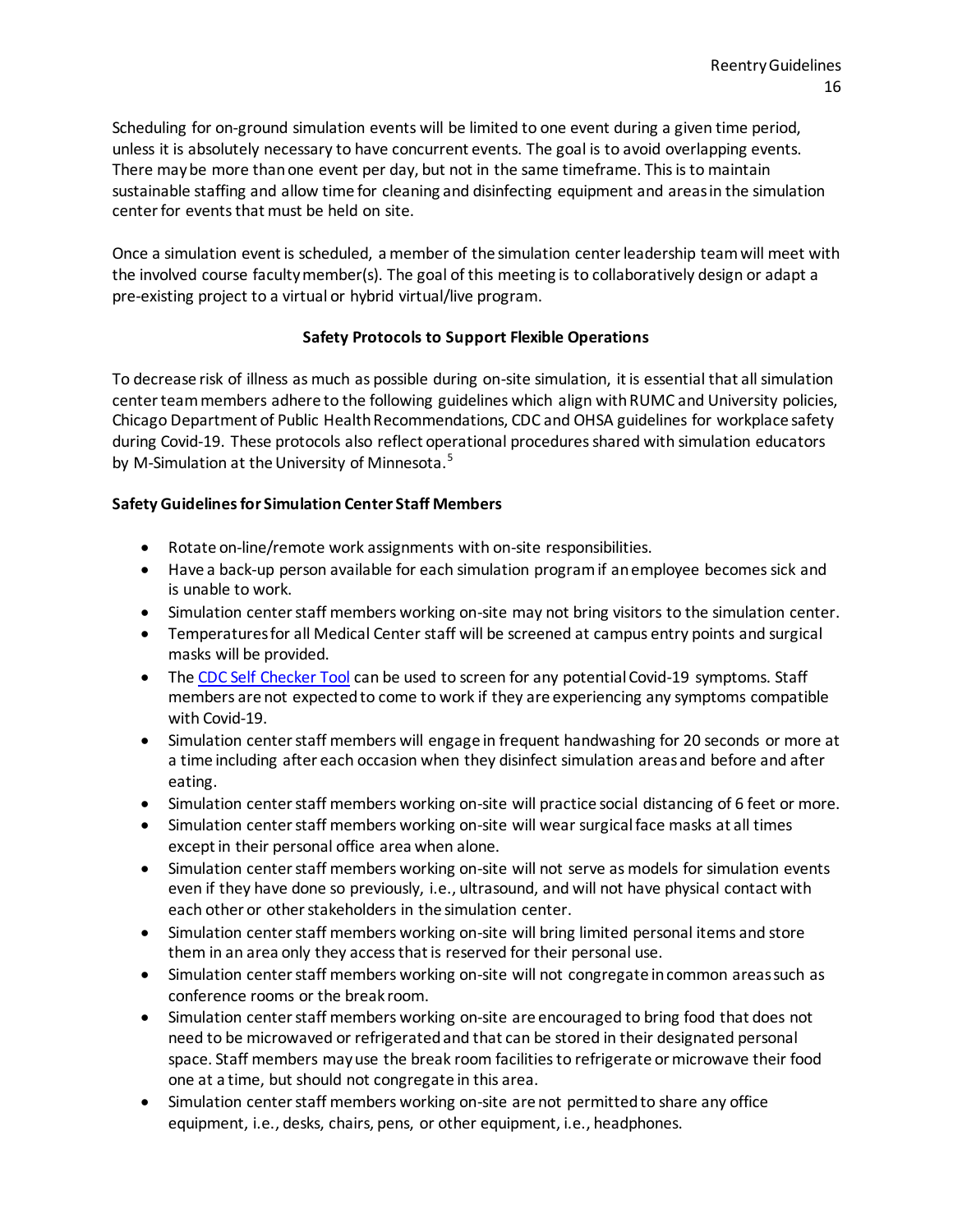Scheduling for on-ground simulation events will be limited to one event during a given time period, unless it is absolutely necessary to have concurrent events. The goal is to avoid overlapping events. There may be more than one event per day, but not in the same timeframe. This is to maintain sustainable staffing and allow time for cleaning and disinfecting equipment and areas in the simulation center for events that must be held on site.

Once a simulation event is scheduled, a member of the simulation center leadership team will meet with the involved course faculty member(s). The goal of this meeting is to collaboratively design or adapt a pre-existing project to a virtual or hybrid virtual/live program.

## Safety Protocols to Support Flexible Operations

To decrease risk of illness as much as possible during on-site simulation, it is essential that all simulation center team members adhere to the following guidelines which align with RUMC and University policies, Chicago Department of Public Health Recommendations, CDC and OHSA guidelines for workplace safety during Covid-19. These protocols also reflect operational procedures shared with simulation educators by M-Simulation at the University of Minnesota.[5]

### Safety Guidelines for Simulation Center Staff Members

- Rotate on-line/remote work assignments with on-site responsibilities.
- Have a back-up person available for each simulation program if an employee becomes sick and is unable to work.
- Simulation center staff members working on-site may not bring visitors to the simulation center.
- Temperatures for all Medical Center staff will be screened at campus entry points and surgical masks will be provided.
- The [CDC Self Checker Tool] can be used to screen for any potential Covid-19 symptoms. Staff members are not expected to come to work if they are experiencing any symptoms compatible with Covid-19.
- Simulation center staff members will engage in frequent handwashing for 20 seconds or more at a time including after each occasion when they disinfect simulation areas and before and after eating.
- Simulation center staff members working on-site will practice social distancing of 6 feet or more.
- Simulation center staff members working on-site will wear surgical face masks at all times except in their personal office area when alone.
- Simulation center staff members working on-site will not serve as models for simulation events even if they have done so previously, i.e., ultrasound, and will not have physical contact with each other or other stakeholders in the simulation center.
- Simulation center staff members working on-site will bring limited personal items and store them in an area only they access that is reserved for their personal use.
- Simulation center staff members working on-site will not congregate in common areas such as conference rooms or the break room.
- Simulation center staff members working on-site are encouraged to bring food that does not need to be microwaved or refrigerated and that can be stored in their designated personal space. Staff members may use the break room facilities to refrigerate or microwave their food one at a time, but should not congregate in this area.
- Simulation center staff members working on-site are not permitted to share any office equipment, i.e., desks, chairs, pens, or other equipment, i.e., headphones.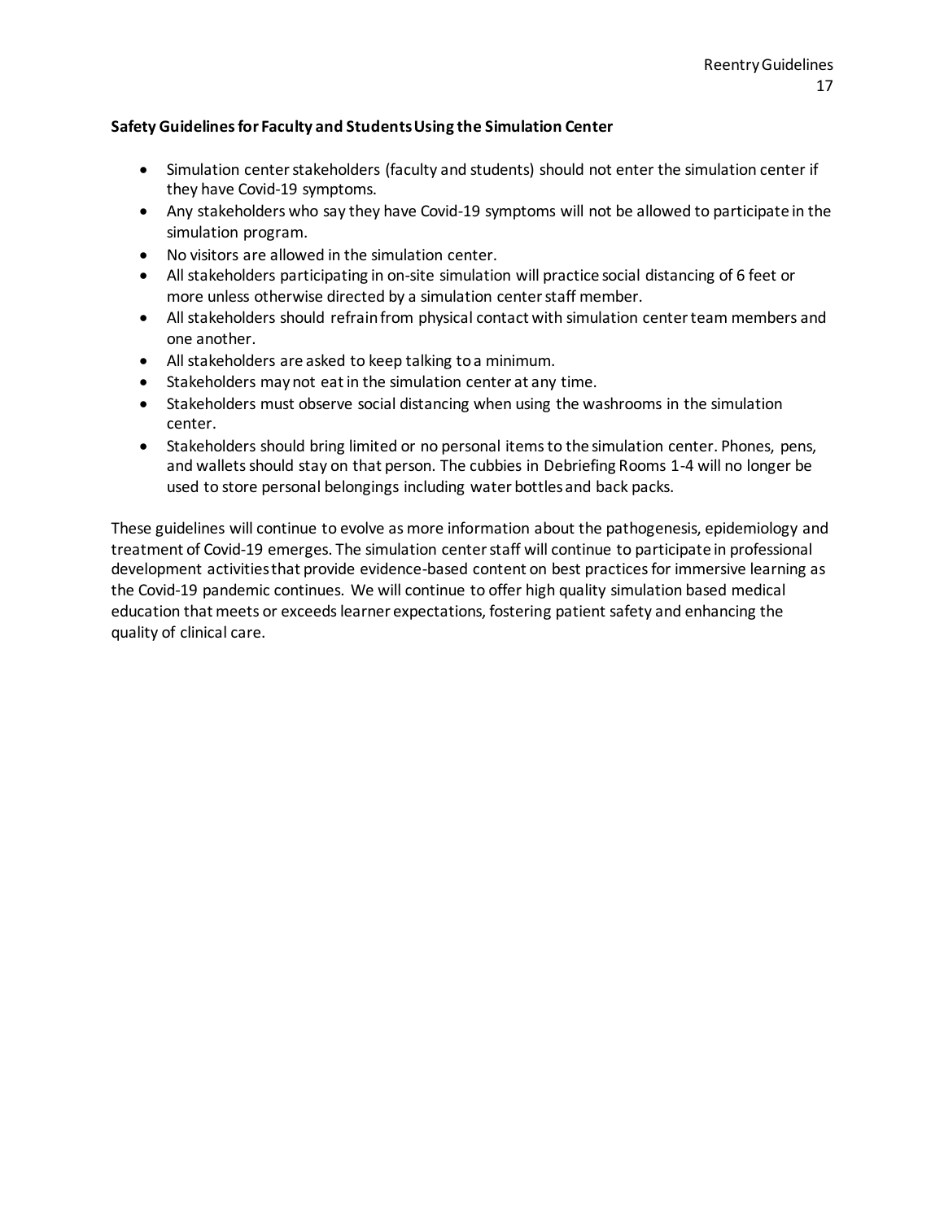**Safety Guidelines for Faculty and Students Using the Simulation Center**

- Simulation center stakeholders (faculty and students) should not enter the simulation center if they have Covid-19 symptoms.
- Any stakeholders who say they have Covid-19 symptoms will not be allowed to participate in the simulation program.
- No visitors are allowed in the simulation center.
- All stakeholders participating in on-site simulation will practice social distancing of 6 feet or more unless otherwise directed by a simulation center staff member.
- All stakeholders should refrain from physical contact with simulation center team members and one another.
- All stakeholders are asked to keep talking to a minimum.
- Stakeholders may not eat in the simulation center at any time.
- Stakeholders must observe social distancing when using the washrooms in the simulation center.
- Stakeholders should bring limited or no personal items to the simulation center. Phones, pens, and wallets should stay on that person. The cubbies in Debriefing Rooms 1-4 will no longer be used to store personal belongings including water bottles and back packs.

These guidelines will continue to evolve as more information about the pathogenesis, epidemiology and treatment of Covid-19 emerges. The simulation center staff will continue to participate in professional development activities that provide evidence-based content on best practices for immersive learning as the Covid-19 pandemic continues. We will continue to offer high quality simulation based medical education that meets or exceeds learner expectations, fostering patient safety and enhancing the quality of clinical care.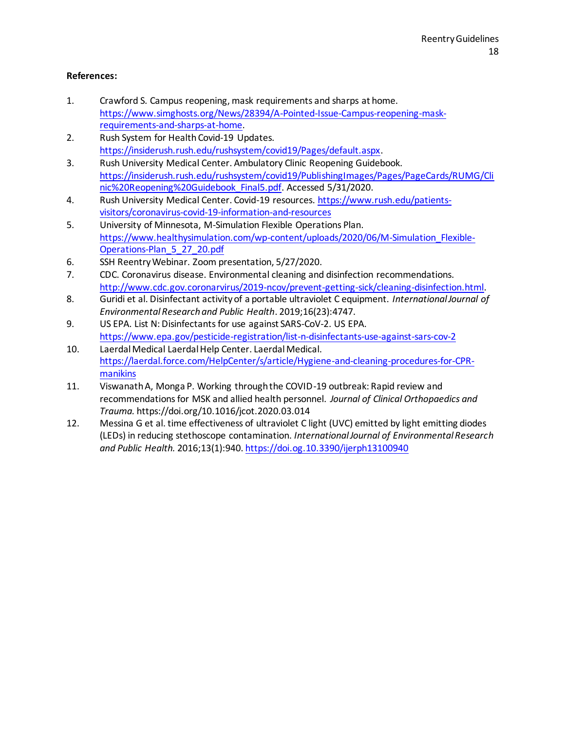**References:**

1. Crawford S. Campus reopening, mask requirements and sharps at home. https://www.simghosts.org/News/28394/A-Pointed-Issue-Campus-reopening-mask-requirements-and-sharps-at-home.
2. Rush System for Health Covid-19 Updates. https://insiderush.rush.edu/rushsystem/covid19/Pages/default.aspx.
3. Rush University Medical Center. Ambulatory Clinic Reopening Guidebook. https://insiderush.rush.edu/rushsystem/covid19/PublishingImages/Pages/PageCards/RUMG/Clinic%20Reopening%20Guidebook_Final5.pdf. Accessed 5/31/2020.
4. Rush University Medical Center. Covid-19 resources. https://www.rush.edu/patients-visitors/coronavirus-covid-19-information-and-resources
5. University of Minnesota, M-Simulation Flexible Operations Plan. https://www.healthysimulation.com/wp-content/uploads/2020/06/M-Simulation_Flexible-Operations-Plan_5_27_20.pdf
6. SSH Reentry Webinar. Zoom presentation, 5/27/2020.
7. CDC. Coronavirus disease. Environmental cleaning and disinfection recommendations. http://www.cdc.gov.coronarvirus/2019-ncov/prevent-getting-sick/cleaning-disinfection.html.
8. Guridi et al. Disinfectant activity of a portable ultraviolet C equipment. *International Journal of Environmental Research and Public Health*. 2019;16(23):4747.
9. US EPA. List N: Disinfectants for use against SARS-CoV-2. US EPA. https://www.epa.gov/pesticide-registration/list-n-disinfectants-use-against-sars-cov-2
10. Laerdal Medical Laerdal Help Center. Laerdal Medical. https://laerdal.force.com/HelpCenter/s/article/Hygiene-and-cleaning-procedures-for-CPR-manikins
11. Viswanath A, Monga P. Working through the COVID-19 outbreak: Rapid review and recommendations for MSK and allied health personnel. *Journal of Clinical Orthopaedics and Trauma.* https://doi.org/10.1016/jcot.2020.03.014
12. Messina G et al. time effectiveness of ultraviolet C light (UVC) emitted by light emitting diodes (LEDs) in reducing stethoscope contamination. *International Journal of Environmental Research and Public Health.* 2016;13(1):940. https://doi.og.10.3390/ijerph13100940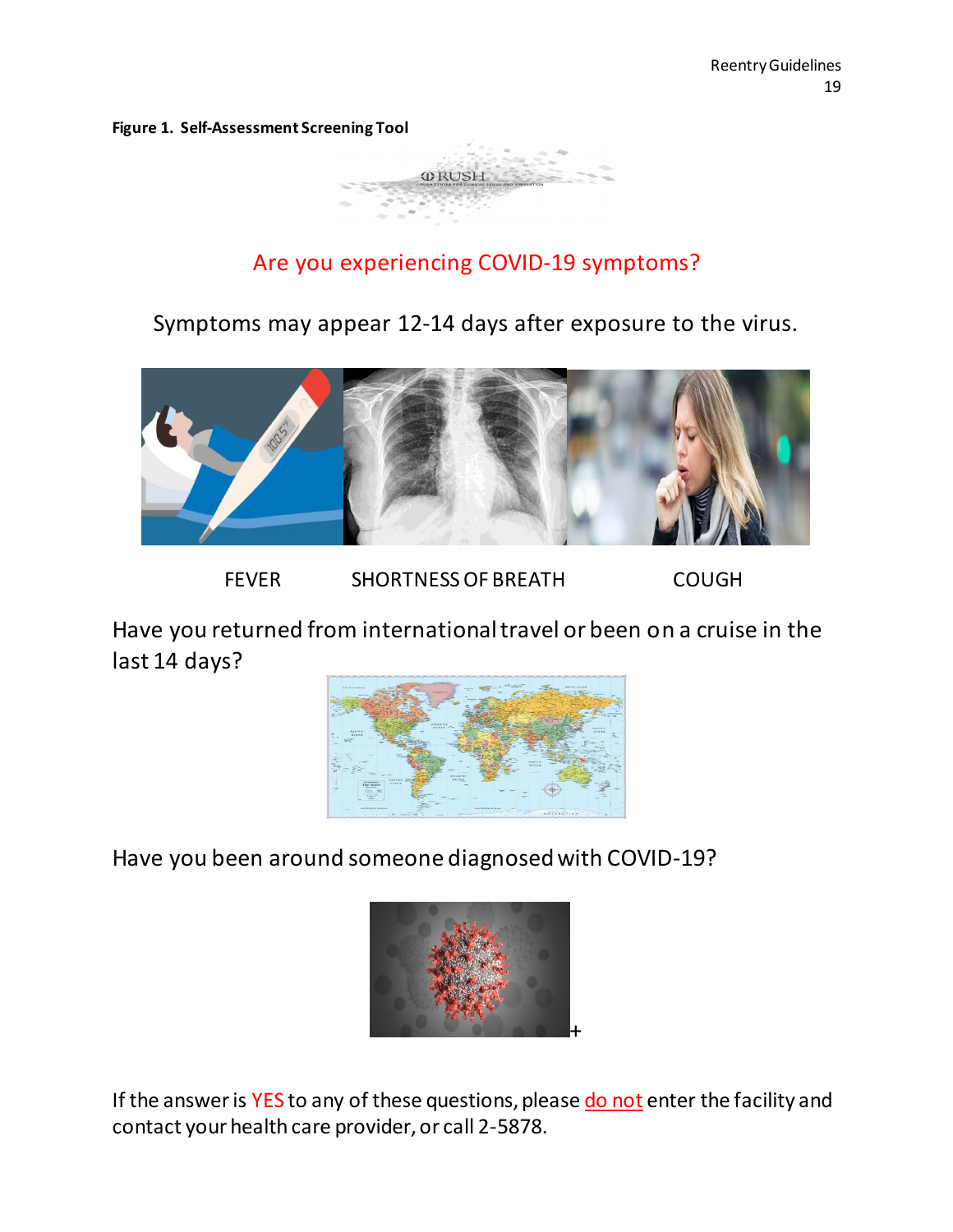**Figure 1. Self-Assessment Screening Tool**

## Are you experiencing COVID-19 symptoms?

Symptoms may appear 12-14 days after exposure to the virus.

FEVER SHORTNESS OF BREATH COUGH

Have you returned from international travel or been on a cruise in the last 14 days?

Have you been around someone diagnosed with COVID-19?

If the answer is YES to any of these questions, please do not enter the facility and contact your health care provider, or call 2-5878.